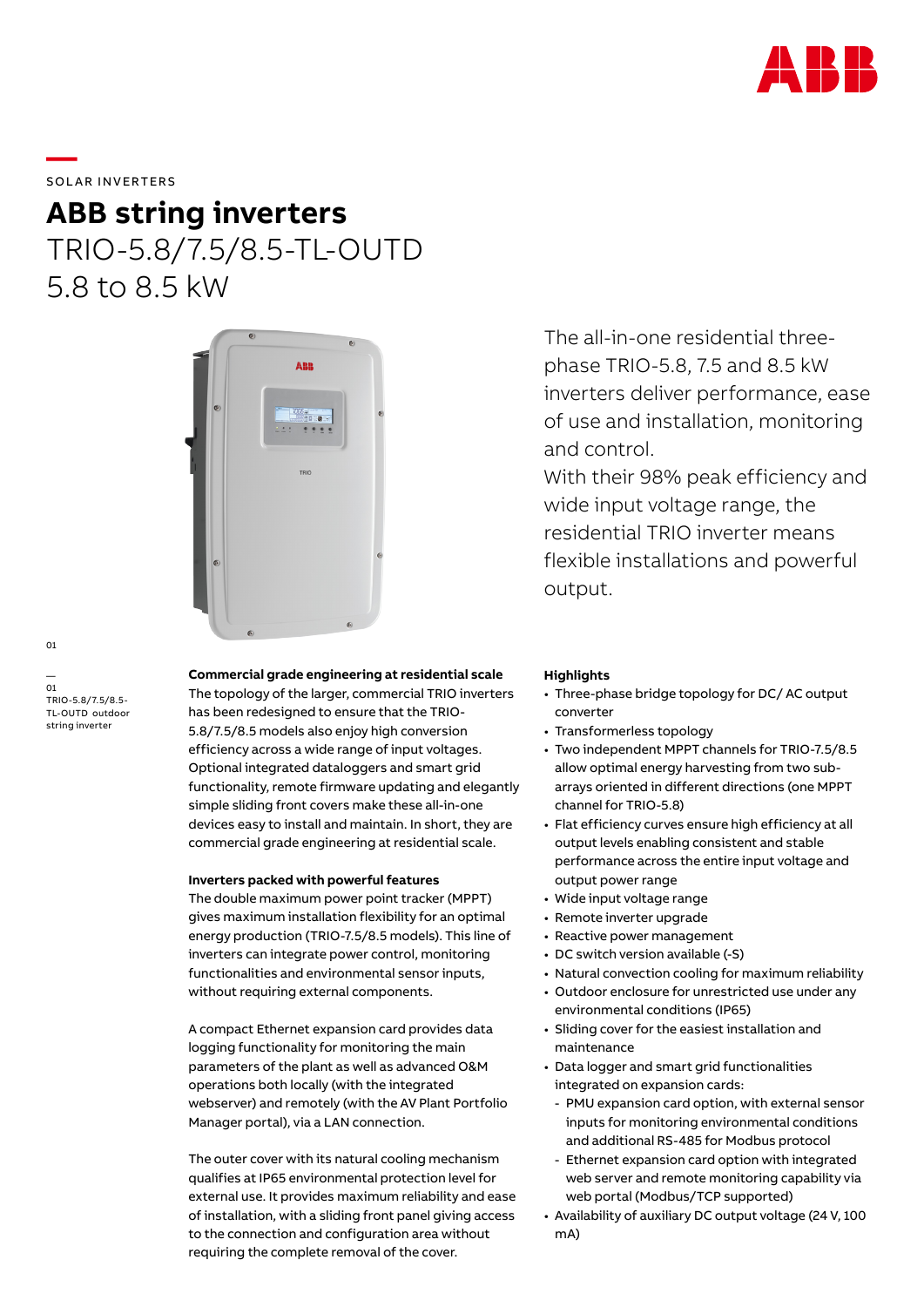SOLAR INVERTERS

# ABB string inverters

## TRIO-5.8/7.5/8.5-TL-OUTD
## 5.8 to 8.5 kW

01

—
01
TRIO-5.8/7.5/8.5-TL-OUTD outdoor string inverter

The all-in-one residential three-phase TRIO-5.8, 7.5 and 8.5 kW inverters deliver performance, ease of use and installation, monitoring and control.
With their 98% peak efficiency and wide input voltage range, the residential TRIO inverter means flexible installations and powerful output.

**Commercial grade engineering at residential scale**
The topology of the larger, commercial TRIO inverters has been redesigned to ensure that the TRIO-5.8/7.5/8.5 models also enjoy high conversion efficiency across a wide range of input voltages. Optional integrated dataloggers and smart grid functionality, remote firmware updating and elegantly simple sliding front covers make these all-in-one devices easy to install and maintain. In short, they are commercial grade engineering at residential scale.

**Inverters packed with powerful features**
The double maximum power point tracker (MPPT) gives maximum installation flexibility for an optimal energy production (TRIO-7.5/8.5 models). This line of inverters can integrate power control, monitoring functionalities and environmental sensor inputs, without requiring external components.

A compact Ethernet expansion card provides data logging functionality for monitoring the main parameters of the plant as well as advanced O&M operations both locally (with the integrated webserver) and remotely (with the AV Plant Portfolio Manager portal), via a LAN connection.

The outer cover with its natural cooling mechanism qualifies at IP65 environmental protection level for external use. It provides maximum reliability and ease of installation, with a sliding front panel giving access to the connection and configuration area without requiring the complete removal of the cover.

**Highlights**
- Three-phase bridge topology for DC/ AC output converter
- Transformerless topology
- Two independent MPPT channels for TRIO-7.5/8.5 allow optimal energy harvesting from two sub-arrays oriented in different directions (one MPPT channel for TRIO-5.8)
- Flat efficiency curves ensure high efficiency at all output levels enabling consistent and stable performance across the entire input voltage and output power range
- Wide input voltage range
- Remote inverter upgrade
- Reactive power management
- DC switch version available (-S)
- Natural convection cooling for maximum reliability
- Outdoor enclosure for unrestricted use under any environmental conditions (IP65)
- Sliding cover for the easiest installation and maintenance
- Data logger and smart grid functionalities integrated on expansion cards:
  - PMU expansion card option, with external sensor inputs for monitoring environmental conditions and additional RS-485 for Modbus protocol
  - Ethernet expansion card option with integrated web server and remote monitoring capability via web portal (Modbus/TCP supported)
- Availability of auxiliary DC output voltage (24 V, 100 mA)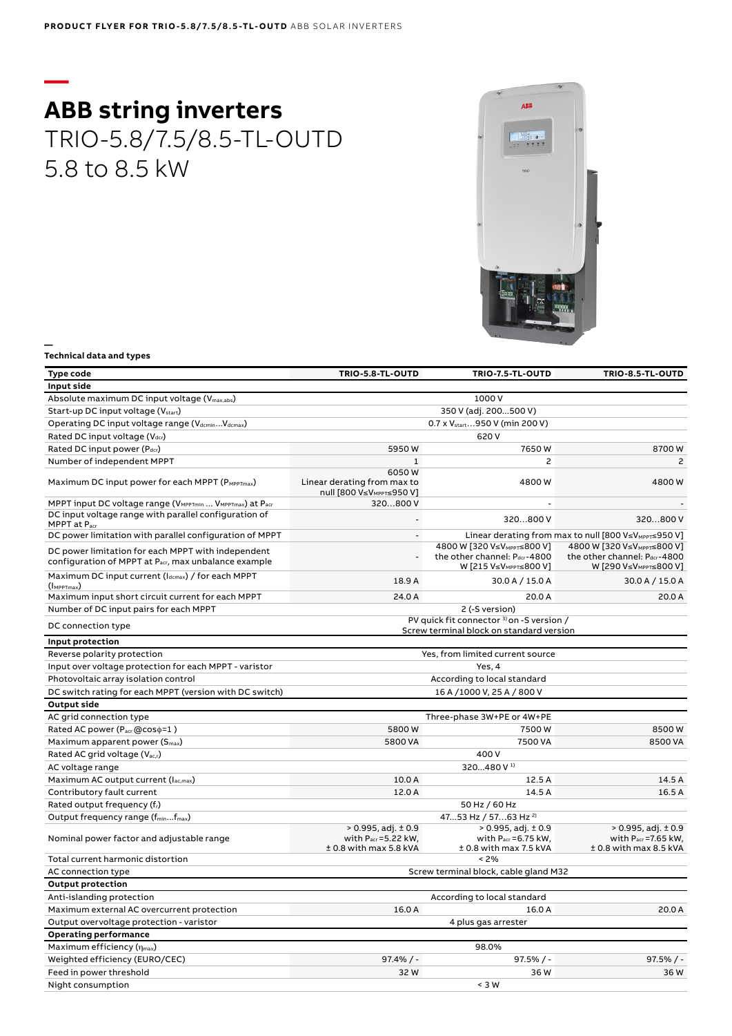# ABB string inverters

TRIO-5.8/7.5/8.5-TL-OUTD
5.8 to 8.5 kW

## Technical data and types

| Type code | TRIO-5.8-TL-OUTD | TRIO-7.5-TL-OUTD | TRIO-8.5-TL-OUTD |
|---|---|---|---|
| **Input side** | | | |
| Absolute maximum DC input voltage ($V_{max,abs}$) | 1000 V | | |
| Start-up DC input voltage ($V_{start}$) | 350 V (adj. 200…500 V) | | |
| Operating DC input voltage range ($V_{dcmin}$…$V_{dcmax}$) | 0.7 x $V_{start}$…950 V (min 200 V) | | |
| Rated DC input voltage ($V_{dcr}$) | 620 V | | |
| Rated DC input power ($P_{dcr}$) | 5950 W | 7650 W | 8700 W |
| Number of independent MPPT | 1 | 2 | 2 |
| Maximum DC input power for each MPPT ($P_{MPPTmax}$) | 6050 W Linear derating from max to null [800 V≤$V_{MPPT}$≤950 V] | 4800 W | 4800 W |
| MPPT input DC voltage range ($V_{MPPTmin}$ … $V_{MPPTmax}$) at $P_{acr}$ | 320…800 V | - | - |
| DC input voltage range with parallel configuration of MPPT at $P_{acr}$ | - | 320…800 V | 320…800 V |
| DC power limitation with parallel configuration of MPPT | - | Linear derating from max to null [800 V≤$V_{MPPT}$≤950 V] | |
| DC power limitation for each MPPT with independent configuration of MPPT at $P_{acr}$, max unbalance example | - | 4800 W [320 V≤$V_{MPPT}$≤800 V] the other channel: $P_{dcr}$-4800 W [215 V≤$V_{MPPT}$≤800 V] | 4800 W [320 V≤$V_{MPPT}$≤800 V] the other channel: $P_{dcr}$-4800 W [290 V≤$V_{MPPT}$≤800 V] |
| Maximum DC input current ($I_{dcmax}$) / for each MPPT ($I_{MPPTmax}$) | 18.9 A | 30.0 A / 15.0 A | 30.0 A / 15.0 A |
| Maximum input short circuit current for each MPPT | 24.0 A | 20.0 A | 20.0 A |
| Number of DC input pairs for each MPPT | 2 (-S version) | | |
| DC connection type | PV quick fit connector [3] on -S version / Screw terminal block on standard version | | |
| **Input protection** | | | |
| Reverse polarity protection | Yes, from limited current source | | |
| Input over voltage protection for each MPPT - varistor | Yes, 4 | | |
| Photovoltaic array isolation control | According to local standard | | |
| DC switch rating for each MPPT (version with DC switch) | 16 A /1000 V, 25 A / 800 V | | |
| **Output side** | | | |
| AC grid connection type | Three-phase 3W+PE or 4W+PE | | |
| Rated AC power ($P_{acr}$ @cosφ=1 ) | 5800 W | 7500 W | 8500 W |
| Maximum apparent power ($S_{max}$) | 5800 VA | 7500 VA | 8500 VA |
| Rated AC grid voltage ($V_{ac,r}$) | 400 V | | |
| AC voltage range | 320…480 V [1] | | |
| Maximum AC output current ($I_{ac,max}$) | 10.0 A | 12.5 A | 14.5 A |
| Contributory fault current | 12.0 A | 14.5 A | 16.5 A |
| Rated output frequency ($f_r$) | 50 Hz / 60 Hz | | |
| Output frequency range ($f_{min}$…$f_{max}$) | 47…53 Hz / 57…63 Hz [2] | | |
| Nominal power factor and adjustable range | > 0.995, adj. ± 0.9 with $P_{acr}$ =5.22 kW, ± 0.8 with max 5.8 kVA | > 0.995, adj. ± 0.9 with $P_{acr}$ =6.75 kW, ± 0.8 with max 7.5 kVA | > 0.995, adj. ± 0.9 with $P_{acr}$ =7.65 kW, ± 0.8 with max 8.5 kVA |
| Total current harmonic distortion | < 2% | | |
| AC connection type | Screw terminal block, cable gland M32 | | |
| **Output protection** | | | |
| Anti-islanding protection | According to local standard | | |
| Maximum external AC overcurrent protection | 16.0 A | 16.0 A | 20.0 A |
| Output overvoltage protection - varistor | 4 plus gas arrester | | |
| **Operating performance** | | | |
| Maximum efficiency ($\eta_{max}$) | 98.0% | | |
| Weighted efficiency (EURO/CEC) | 97.4% / - | 97.5% / - | 97.5% / - |
| Feed in power threshold | 32 W | 36 W | 36 W |
| Night consumption | < 3 W | | |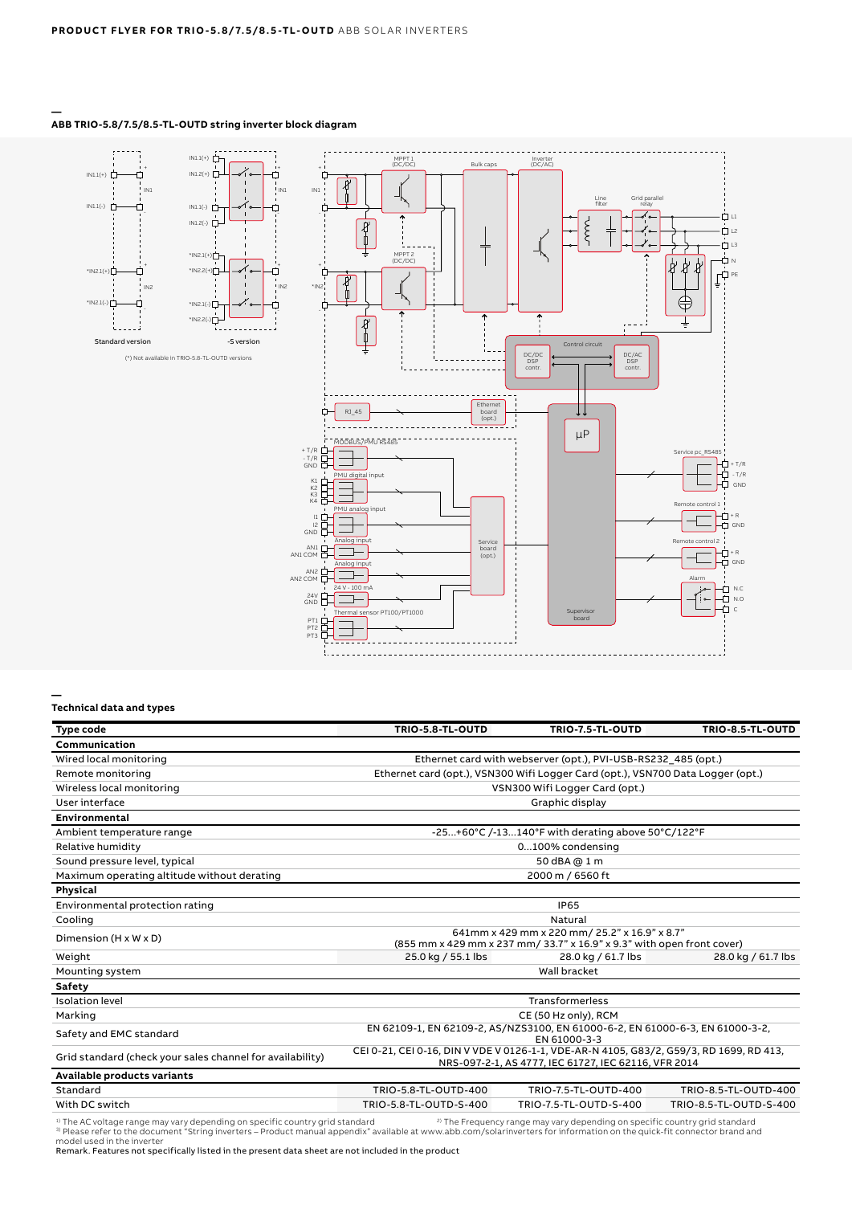PRODUCT FLYER FOR TRIO-5.8/7.5/8.5-TL-OUTD ABB SOLAR INVERTERS

## ABB TRIO-5.8/7.5/8.5-TL-OUTD string inverter block diagram

(*) Not available in TRIO-5.8-TL-OUTD versions

## Technical data and types

| Type code | TRIO-5.8-TL-OUTD | TRIO-7.5-TL-OUTD | TRIO-8.5-TL-OUTD |
|---|---|---|---|
| **Communication** | | | |
| Wired local monitoring | Ethernet card with webserver (opt.), PVI-USB-RS232_485 (opt.) | | |
| Remote monitoring | Ethernet card (opt.), VSN300 Wifi Logger Card (opt.), VSN700 Data Logger (opt.) | | |
| Wireless local monitoring | VSN300 Wifi Logger Card (opt.) | | |
| User interface | Graphic display | | |
| **Environmental** | | | |
| Ambient temperature range | -25...+60°C /-13...140°F with derating above 50°C/122°F | | |
| Relative humidity | 0...100% condensing | | |
| Sound pressure level, typical | 50 dBA @ 1 m | | |
| Maximum operating altitude without derating | 2000 m / 6560 ft | | |
| **Physical** | | | |
| Environmental protection rating | IP65 | | |
| Cooling | Natural | | |
| Dimension (H x W x D) | 641mm x 429 mm x 220 mm/ 25.2" x 16.9" x 8.7" (855 mm x 429 mm x 237 mm/ 33.7" x 16.9" x 9.3" with open front cover) | | |
| Weight | 25.0 kg / 55.1 lbs | 28.0 kg / 61.7 lbs | 28.0 kg / 61.7 lbs |
| Mounting system | Wall bracket | | |
| **Safety** | | | |
| Isolation level | Transformerless | | |
| Marking | CE (50 Hz only), RCM | | |
| Safety and EMC standard | EN 62109-1, EN 62109-2, AS/NZS3100, EN 61000-6-2, EN 61000-6-3, EN 61000-3-2, EN 61000-3-3 | | |
| Grid standard (check your sales channel for availability) | CEI 0-21, CEI 0-16, DIN V VDE V 0126-1-1, VDE-AR-N 4105, G83/2, G59/3, RD 1699, RD 413, NRS-097-2-1, AS 4777, IEC 61727, IEC 62116, VFR 2014 | | |
| **Available products variants** | | | |
| Standard | TRIO-5.8-TL-OUTD-400 | TRIO-7.5-TL-OUTD-400 | TRIO-8.5-TL-OUTD-400 |
| With DC switch | TRIO-5.8-TL-OUTD-S-400 | TRIO-7.5-TL-OUTD-S-400 | TRIO-8.5-TL-OUTD-S-400 |

[1] The AC voltage range may vary depending on specific country grid standard
[2] The Frequency range may vary depending on specific country grid standard
[3] Please refer to the document "String inverters – Product manual appendix" available at www.abb.com/solarinverters for information on the quick-fit connector brand and model used in the inverter

Remark. Features not specifically listed in the present data sheet are not included in the product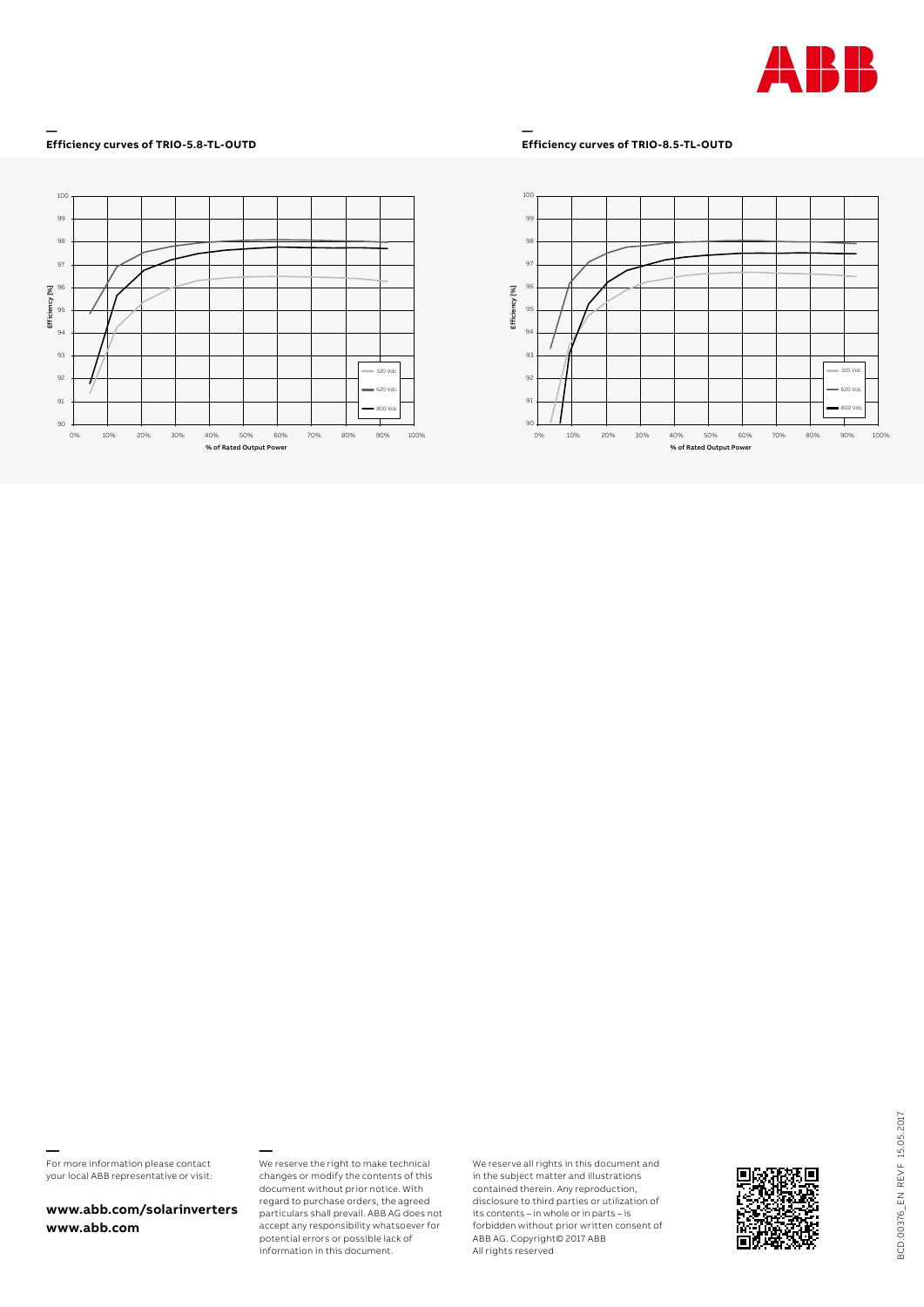## Efficiency curves of TRIO-5.8-TL-OUTD

Efficiency [%]

100
99
98
97
96
95
94
93
92
91
90

0% 10% 20% 30% 40% 50% 60% 70% 80% 90% 100%

% of Rated Output Power

320 Vdc
620 Vdc
800 Vdc

## Efficiency curves of TRIO-8.5-TL-OUTD

Efficiency [%]

100
99
98
97
96
95
94
93
92
91
90

0% 10% 20% 30% 40% 50% 60% 70% 80% 90% 100%

% of Rated Output Power

320 Vdc
620 Vdc
800 Vdc

For more information please contact your local ABB representative or visit:

**www.abb.com/solarinverters**
**www.abb.com**

We reserve the right to make technical changes or modify the contents of this document without prior notice. With regard to purchase orders, the agreed particulars shall prevail. ABB AG does not accept any responsibility whatsoever for potential errors or possible lack of information in this document.

We reserve all rights in this document and in the subject matter and illustrations contained therein. Any reproduction, disclosure to third parties or utilization of its contents – in whole or in parts – is forbidden without prior written consent of ABB AG. Copyright© 2017 ABB
All rights reserved

BCD.00376_EN REVF 15.05.2017